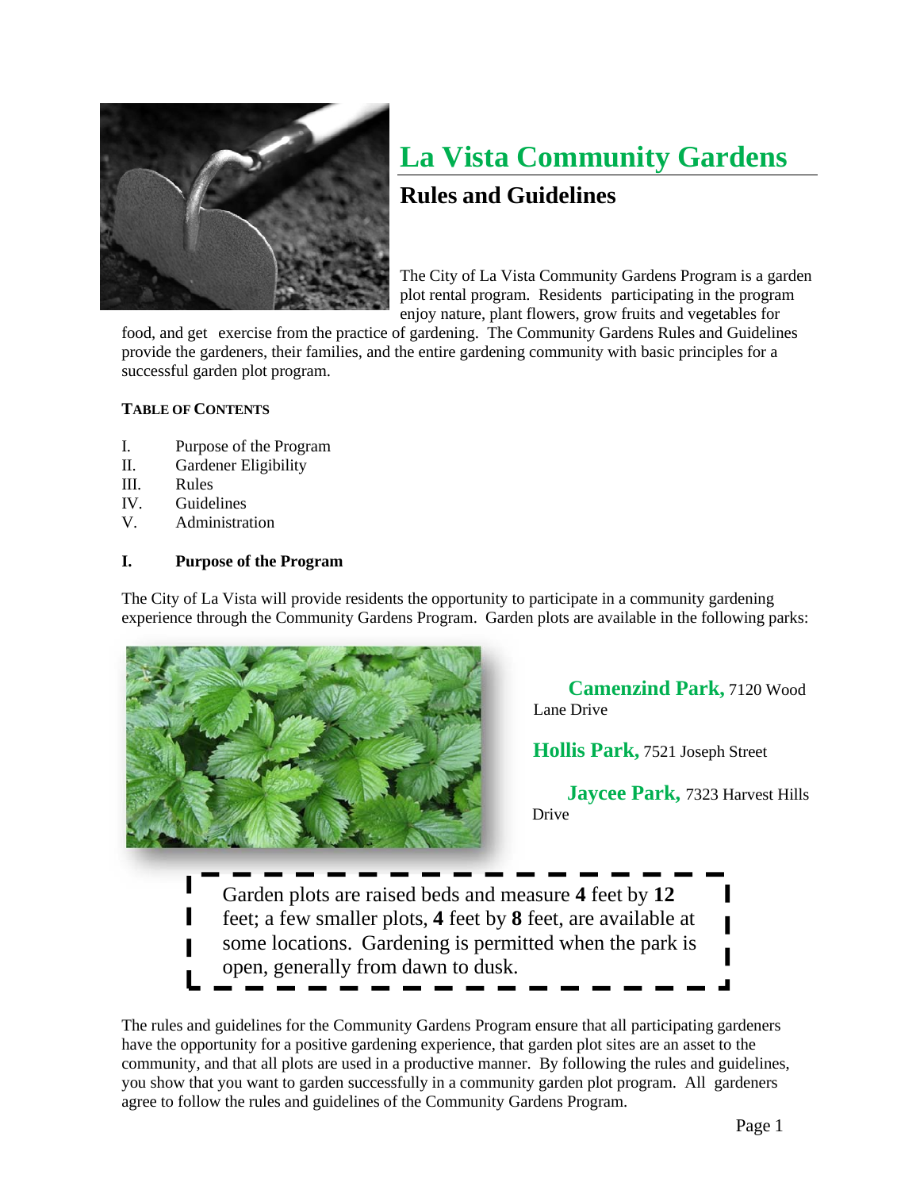# La Vista Community Gardens

## Rules and Guidelines

The City of La Vista Community Gardens Program is a garden plot rental program. Residents participating in the program enjoy nature, plant flowers, grow fruits and vegetables for food, and get exercise from the practice of gardening. The Community Gardens Rules and Guidelines provide the gardeners, their families, and the entire gardening community with basic principles for a successful garden plot program.

**TABLE OF CONTENTS**

I. Purpose of the Program
II. Gardener Eligibility
III. Rules
IV. Guidelines
V. Administration

### I. Purpose of the Program

The City of La Vista will provide residents the opportunity to participate in a community gardening experience through the Community Gardens Program. Garden plots are available in the following parks:

**Camenzind Park,** 7120 Wood Lane Drive

**Hollis Park,** 7521 Joseph Street

**Jaycee Park,** 7323 Harvest Hills Drive

Garden plots are raised beds and measure **4** feet by **12** feet; a few smaller plots, **4** feet by **8** feet, are available at some locations. Gardening is permitted when the park is open, generally from dawn to dusk.

The rules and guidelines for the Community Gardens Program ensure that all participating gardeners have the opportunity for a positive gardening experience, that garden plot sites are an asset to the community, and that all plots are used in a productive manner. By following the rules and guidelines, you show that you want to garden successfully in a community garden plot program. All gardeners agree to follow the rules and guidelines of the Community Gardens Program.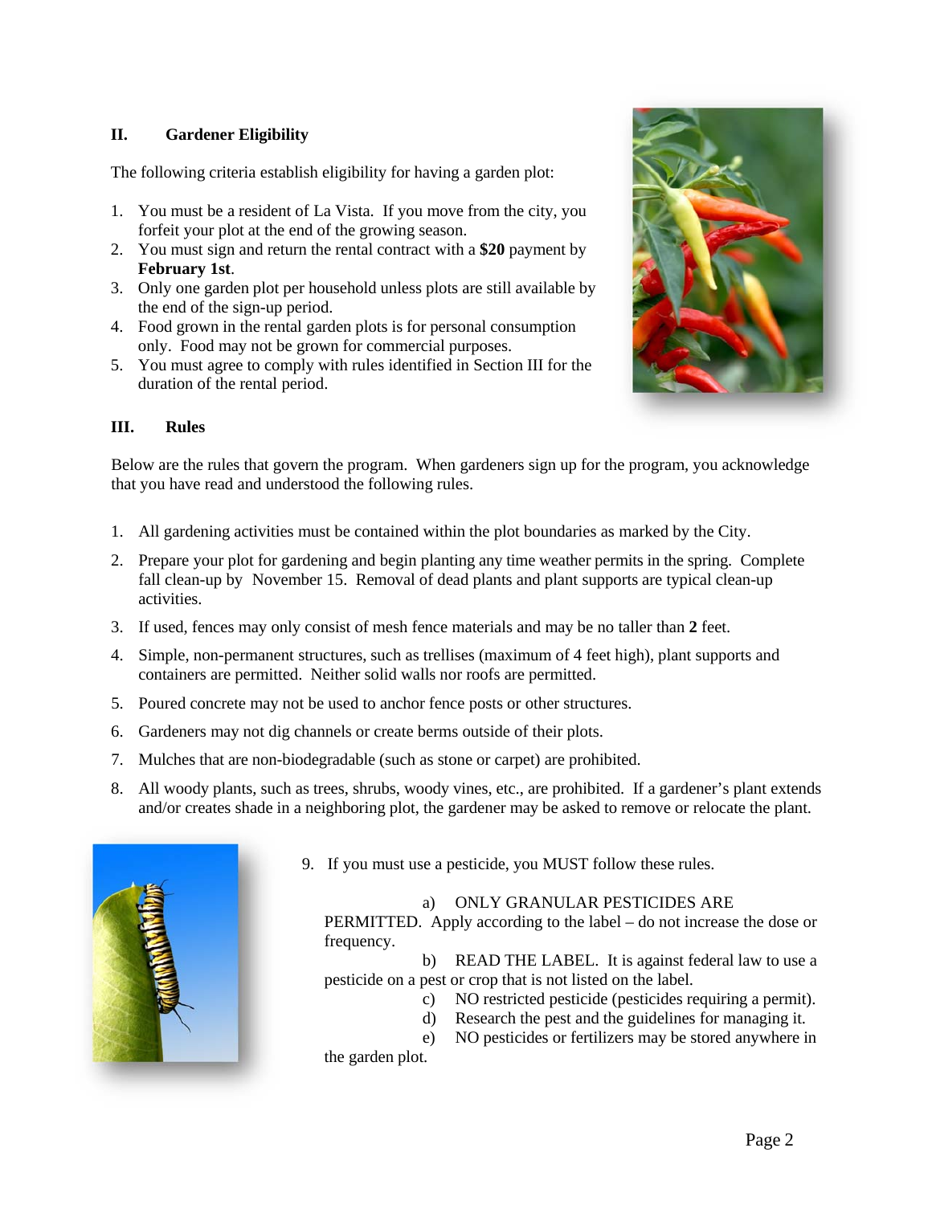## II. Gardener Eligibility

The following criteria establish eligibility for having a garden plot:

1. You must be a resident of La Vista. If you move from the city, you forfeit your plot at the end of the growing season.
2. You must sign and return the rental contract with a **$20** payment by **February 1st**.
3. Only one garden plot per household unless plots are still available by the end of the sign-up period.
4. Food grown in the rental garden plots is for personal consumption only. Food may not be grown for commercial purposes.
5. You must agree to comply with rules identified in Section III for the duration of the rental period.

## III. Rules

Below are the rules that govern the program. When gardeners sign up for the program, you acknowledge that you have read and understood the following rules.

1. All gardening activities must be contained within the plot boundaries as marked by the City.
2. Prepare your plot for gardening and begin planting any time weather permits in the spring. Complete fall clean-up by November 15. Removal of dead plants and plant supports are typical clean-up activities.
3. If used, fences may only consist of mesh fence materials and may be no taller than **2** feet.
4. Simple, non-permanent structures, such as trellises (maximum of 4 feet high), plant supports and containers are permitted. Neither solid walls nor roofs are permitted.
5. Poured concrete may not be used to anchor fence posts or other structures.
6. Gardeners may not dig channels or create berms outside of their plots.
7. Mulches that are non-biodegradable (such as stone or carpet) are prohibited.
8. All woody plants, such as trees, shrubs, woody vines, etc., are prohibited. If a gardener's plant extends and/or creates shade in a neighboring plot, the gardener may be asked to remove or relocate the plant.
9. If you must use a pesticide, you MUST follow these rules.

    a) ONLY GRANULAR PESTICIDES ARE PERMITTED. Apply according to the label – do not increase the dose or frequency.

    b) READ THE LABEL. It is against federal law to use a pesticide on a pest or crop that is not listed on the label.

    c) NO restricted pesticide (pesticides requiring a permit).

    d) Research the pest and the guidelines for managing it.

    e) NO pesticides or fertilizers may be stored anywhere in the garden plot.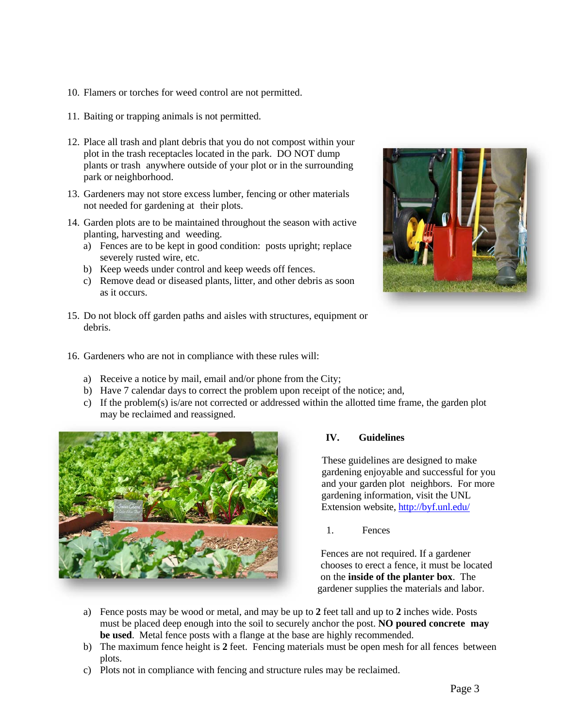10. Flamers or torches for weed control are not permitted.

11. Baiting or trapping animals is not permitted.

12. Place all trash and plant debris that you do not compost within your plot in the trash receptacles located in the park. DO NOT dump plants or trash anywhere outside of your plot or in the surrounding park or neighborhood.

13. Gardeners may not store excess lumber, fencing or other materials not needed for gardening at their plots.

14. Garden plots are to be maintained throughout the season with active planting, harvesting and weeding.
    a) Fences are to be kept in good condition: posts upright; replace severely rusted wire, etc.
    b) Keep weeds under control and keep weeds off fences.
    c) Remove dead or diseased plants, litter, and other debris as soon as it occurs.

15. Do not block off garden paths and aisles with structures, equipment or debris.

16. Gardeners who are not in compliance with these rules will:
    a) Receive a notice by mail, email and/or phone from the City;
    b) Have 7 calendar days to correct the problem upon receipt of the notice; and,
    c) If the problem(s) is/are not corrected or addressed within the allotted time frame, the garden plot may be reclaimed and reassigned.

## IV. Guidelines

These guidelines are designed to make gardening enjoyable and successful for you and your garden plot neighbors. For more gardening information, visit the UNL Extension website, http://byf.unl.edu/

1. Fences

Fences are not required. If a gardener chooses to erect a fence, it must be located on the **inside of the planter box**. The gardener supplies the materials and labor.

a) Fence posts may be wood or metal, and may be up to **2** feet tall and up to **2** inches wide. Posts must be placed deep enough into the soil to securely anchor the post. **NO poured concrete may be used**. Metal fence posts with a flange at the base are highly recommended.
b) The maximum fence height is **2** feet. Fencing materials must be open mesh for all fences between plots.
c) Plots not in compliance with fencing and structure rules may be reclaimed.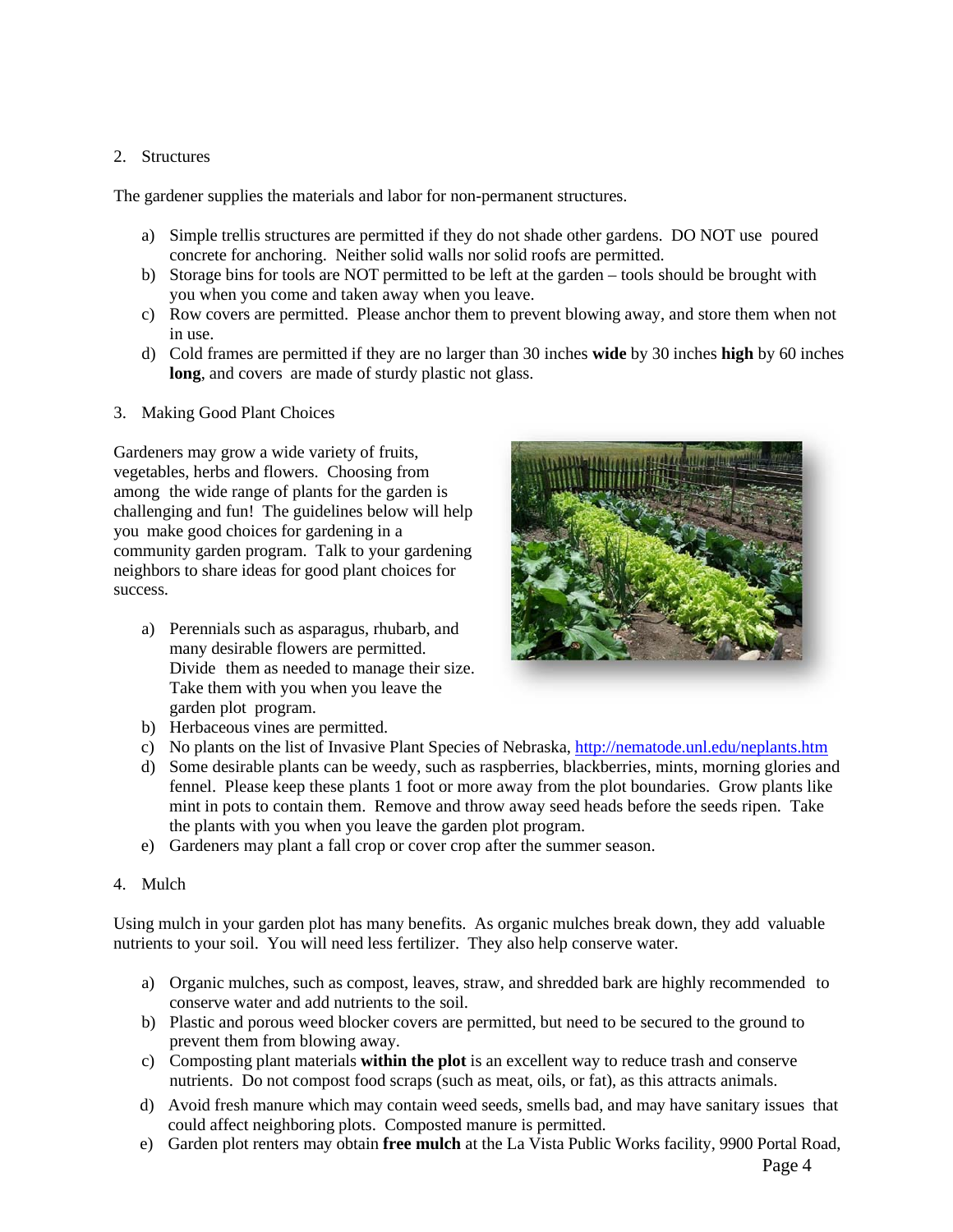2. Structures

The gardener supplies the materials and labor for non-permanent structures.

a) Simple trellis structures are permitted if they do not shade other gardens. DO NOT use poured concrete for anchoring. Neither solid walls nor solid roofs are permitted.
b) Storage bins for tools are NOT permitted to be left at the garden – tools should be brought with you when you come and taken away when you leave.
c) Row covers are permitted. Please anchor them to prevent blowing away, and store them when not in use.
d) Cold frames are permitted if they are no larger than 30 inches **wide** by 30 inches **high** by 60 inches **long**, and covers are made of sturdy plastic not glass.

3. Making Good Plant Choices

Gardeners may grow a wide variety of fruits, vegetables, herbs and flowers. Choosing from among the wide range of plants for the garden is challenging and fun! The guidelines below will help you make good choices for gardening in a community garden program. Talk to your gardening neighbors to share ideas for good plant choices for success.

a) Perennials such as asparagus, rhubarb, and many desirable flowers are permitted. Divide them as needed to manage their size. Take them with you when you leave the garden plot program.
b) Herbaceous vines are permitted.
c) No plants on the list of Invasive Plant Species of Nebraska, http://nematode.unl.edu/neplants.htm
d) Some desirable plants can be weedy, such as raspberries, blackberries, mints, morning glories and fennel. Please keep these plants 1 foot or more away from the plot boundaries. Grow plants like mint in pots to contain them. Remove and throw away seed heads before the seeds ripen. Take the plants with you when you leave the garden plot program.
e) Gardeners may plant a fall crop or cover crop after the summer season.

4. Mulch

Using mulch in your garden plot has many benefits. As organic mulches break down, they add valuable nutrients to your soil. You will need less fertilizer. They also help conserve water.

a) Organic mulches, such as compost, leaves, straw, and shredded bark are highly recommended to conserve water and add nutrients to the soil.
b) Plastic and porous weed blocker covers are permitted, but need to be secured to the ground to prevent them from blowing away.
c) Composting plant materials **within the plot** is an excellent way to reduce trash and conserve nutrients. Do not compost food scraps (such as meat, oils, or fat), as this attracts animals.
d) Avoid fresh manure which may contain weed seeds, smells bad, and may have sanitary issues that could affect neighboring plots. Composted manure is permitted.
e) Garden plot renters may obtain **free mulch** at the La Vista Public Works facility, 9900 Portal Road,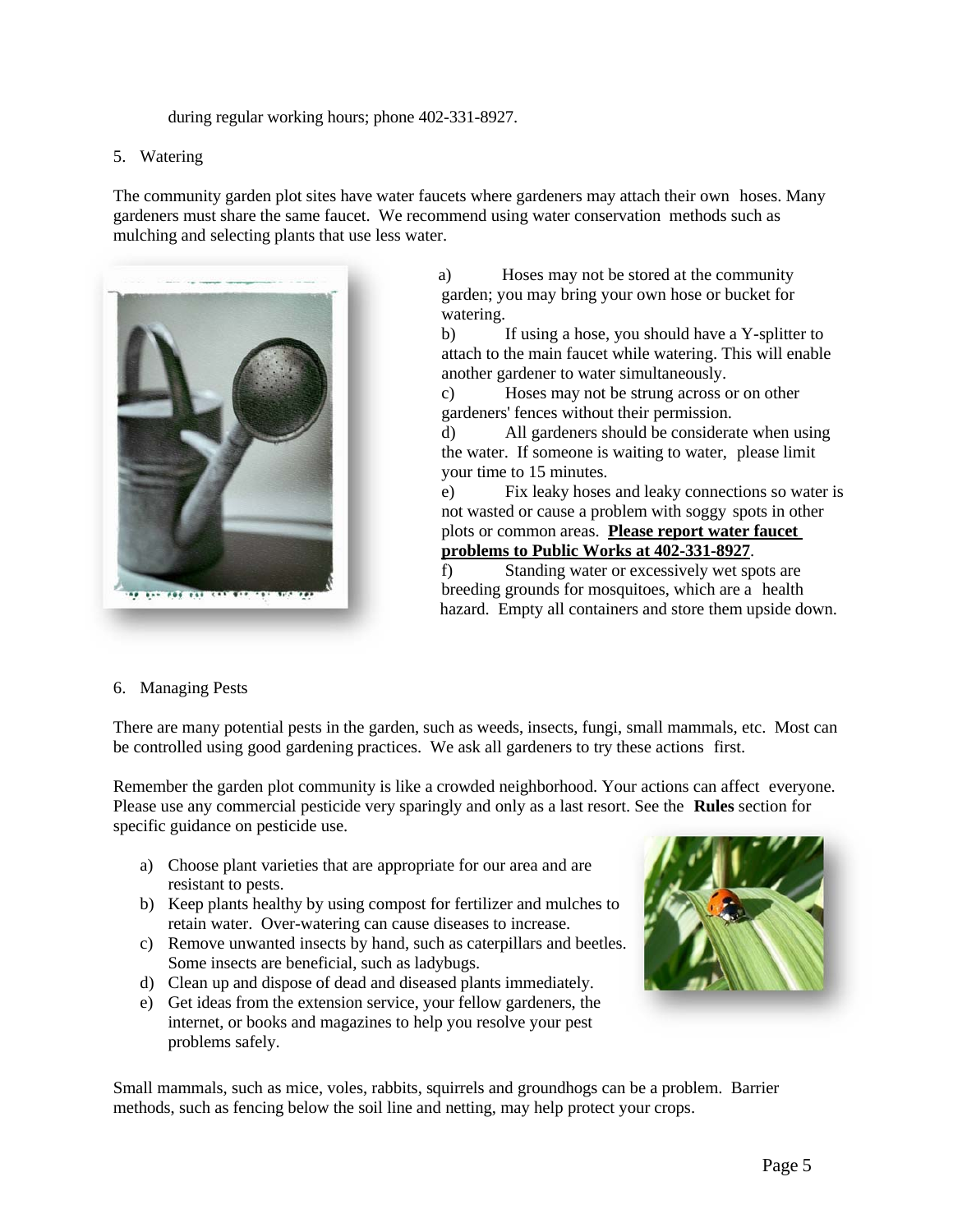during regular working hours; phone 402-331-8927.

5. Watering

The community garden plot sites have water faucets where gardeners may attach their own hoses. Many gardeners must share the same faucet. We recommend using water conservation methods such as mulching and selecting plants that use less water.

a) Hoses may not be stored at the community garden; you may bring your own hose or bucket for watering.
b) If using a hose, you should have a Y-splitter to attach to the main faucet while watering. This will enable another gardener to water simultaneously.
c) Hoses may not be strung across or on other gardeners' fences without their permission.
d) All gardeners should be considerate when using the water. If someone is waiting to water, please limit your time to 15 minutes.
e) Fix leaky hoses and leaky connections so water is not wasted or cause a problem with soggy spots in other plots or common areas. **Please report water faucet problems to Public Works at 402-331-8927**.
f) Standing water or excessively wet spots are breeding grounds for mosquitoes, which are a health hazard. Empty all containers and store them upside down.

6. Managing Pests

There are many potential pests in the garden, such as weeds, insects, fungi, small mammals, etc. Most can be controlled using good gardening practices. We ask all gardeners to try these actions first.

Remember the garden plot community is like a crowded neighborhood. Your actions can affect everyone. Please use any commercial pesticide very sparingly and only as a last resort. See the **Rules** section for specific guidance on pesticide use.

a) Choose plant varieties that are appropriate for our area and are resistant to pests.
b) Keep plants healthy by using compost for fertilizer and mulches to retain water. Over-watering can cause diseases to increase.
c) Remove unwanted insects by hand, such as caterpillars and beetles. Some insects are beneficial, such as ladybugs.
d) Clean up and dispose of dead and diseased plants immediately.
e) Get ideas from the extension service, your fellow gardeners, the internet, or books and magazines to help you resolve your pest problems safely.

Small mammals, such as mice, voles, rabbits, squirrels and groundhogs can be a problem. Barrier methods, such as fencing below the soil line and netting, may help protect your crops.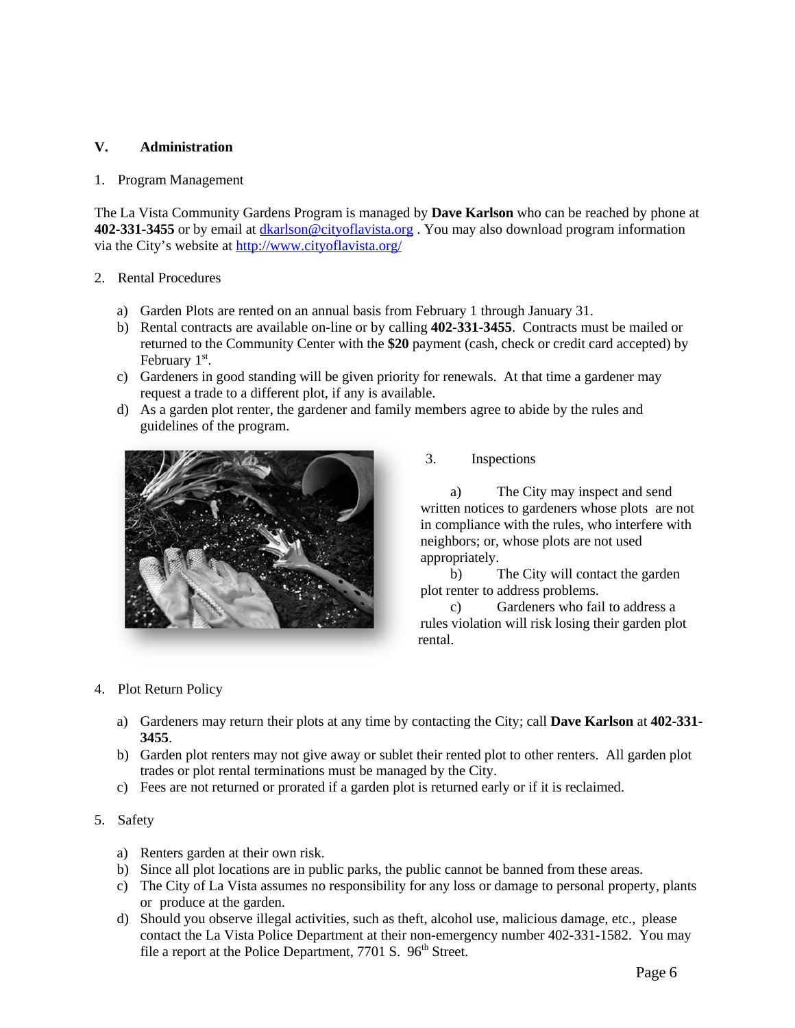## V. Administration

1. Program Management

The La Vista Community Gardens Program is managed by **Dave Karlson** who can be reached by phone at **402-331-3455** or by email at dkarlson@cityoflavista.org . You may also download program information via the City's website at http://www.cityoflavista.org/

2. Rental Procedures

   a) Garden Plots are rented on an annual basis from February 1 through January 31.
   b) Rental contracts are available on-line or by calling **402-331-3455**. Contracts must be mailed or returned to the Community Center with the **$20** payment (cash, check or credit card accepted) by February 1st.
   c) Gardeners in good standing will be given priority for renewals. At that time a gardener may request a trade to a different plot, if any is available.
   d) As a garden plot renter, the gardener and family members agree to abide by the rules and guidelines of the program.

3. Inspections

   a) The City may inspect and send written notices to gardeners whose plots are not in compliance with the rules, who interfere with neighbors; or, whose plots are not used appropriately.
   b) The City will contact the garden plot renter to address problems.
   c) Gardeners who fail to address a rules violation will risk losing their garden plot rental.

4. Plot Return Policy

   a) Gardeners may return their plots at any time by contacting the City; call **Dave Karlson** at **402-331-3455**.
   b) Garden plot renters may not give away or sublet their rented plot to other renters. All garden plot trades or plot rental terminations must be managed by the City.
   c) Fees are not returned or prorated if a garden plot is returned early or if it is reclaimed.

5. Safety

   a) Renters garden at their own risk.
   b) Since all plot locations are in public parks, the public cannot be banned from these areas.
   c) The City of La Vista assumes no responsibility for any loss or damage to personal property, plants or produce at the garden.
   d) Should you observe illegal activities, such as theft, alcohol use, malicious damage, etc., please contact the La Vista Police Department at their non-emergency number 402-331-1582. You may file a report at the Police Department, 7701 S. 96th Street.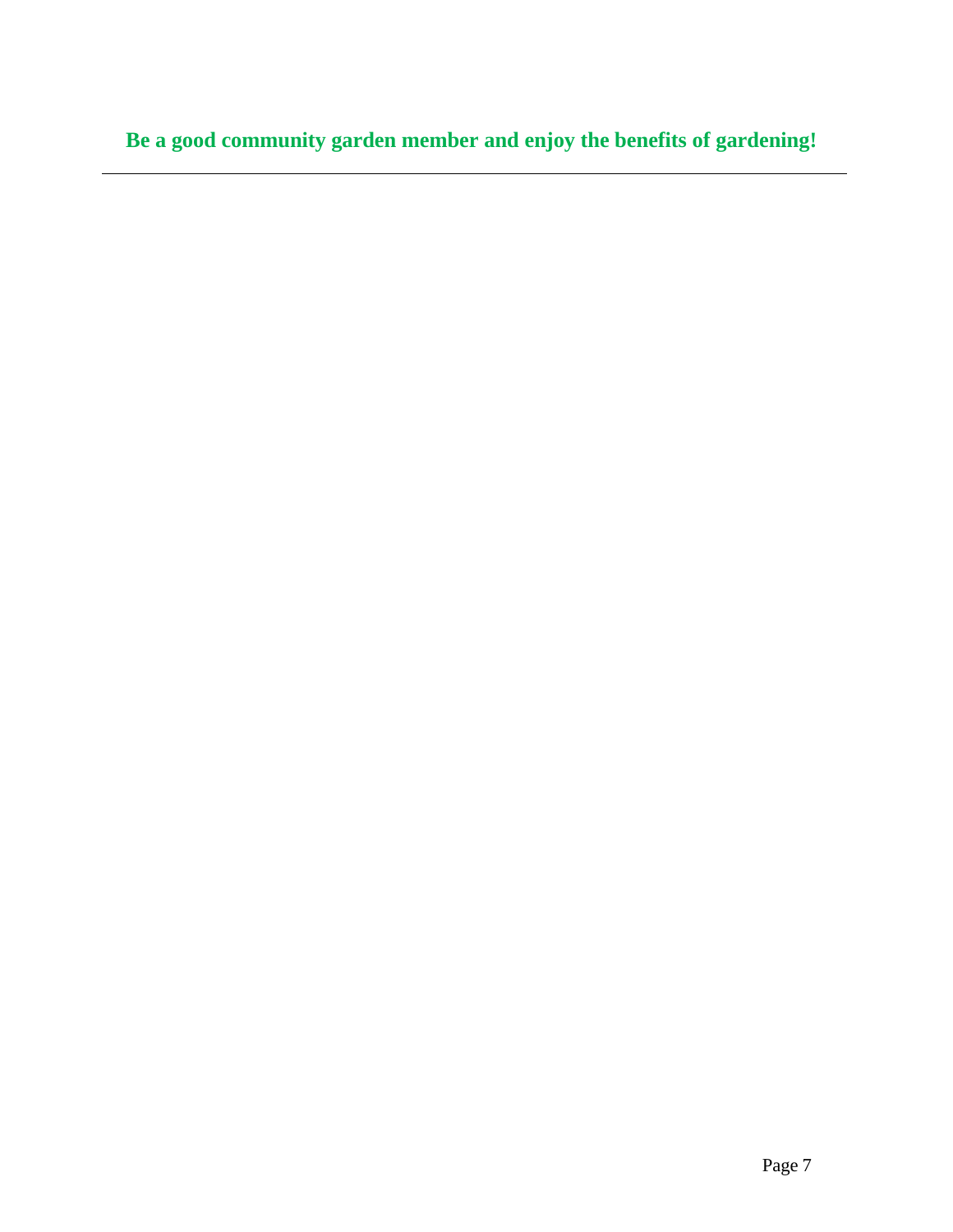**Be a good community garden member and enjoy the benefits of gardening!**

---